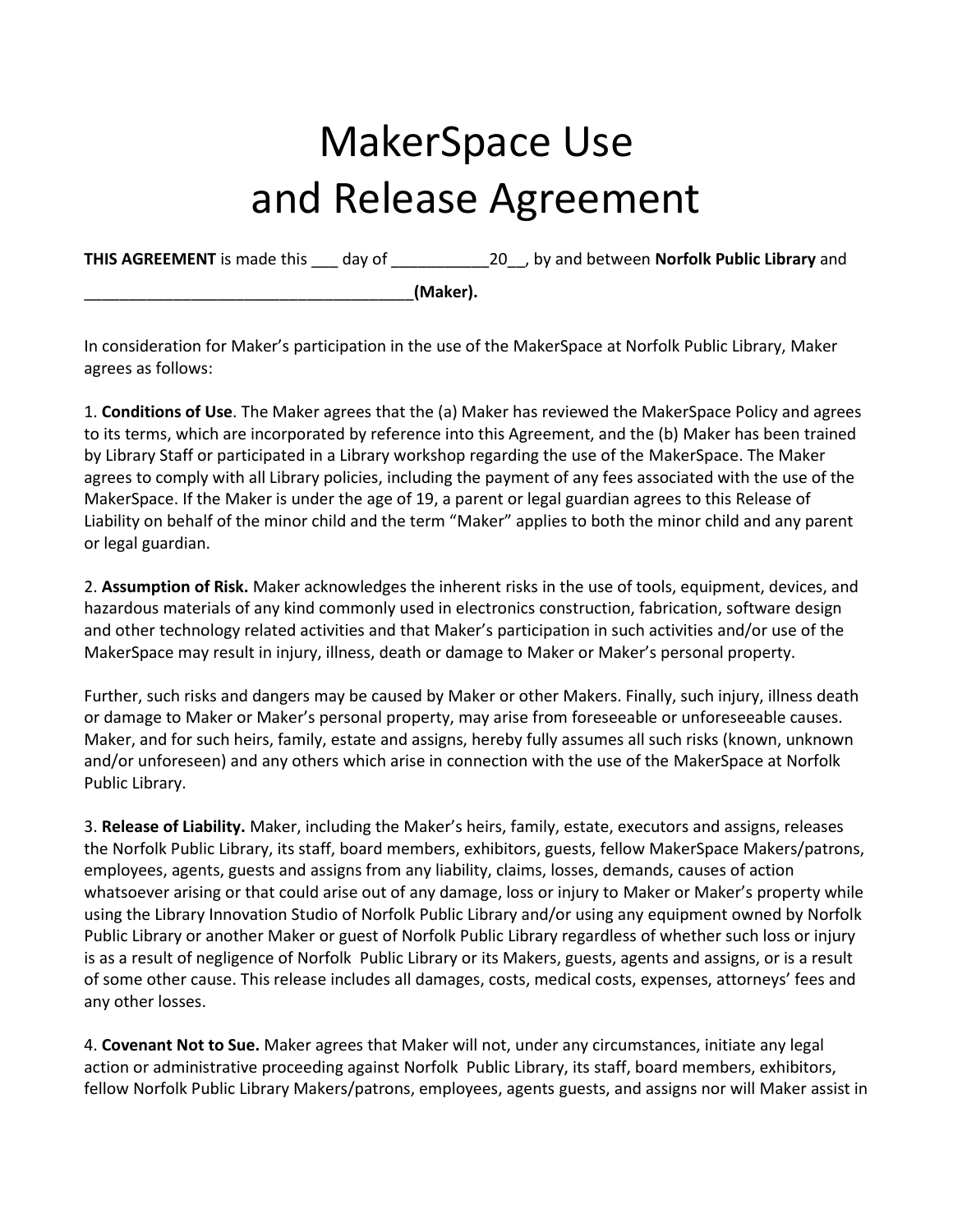# MakerSpace Use and Release Agreement

**THIS AGREEMENT** is made this ___ day of ___________20__, by and between **Norfolk Public Library** and _____________________________________**(Maker).**

In consideration for Maker's participation in the use of the MakerSpace at Norfolk Public Library, Maker agrees as follows:

1. **Conditions of Use**. The Maker agrees that the (a) Maker has reviewed the MakerSpace Policy and agrees to its terms, which are incorporated by reference into this Agreement, and the (b) Maker has been trained by Library Staff or participated in a Library workshop regarding the use of the MakerSpace. The Maker agrees to comply with all Library policies, including the payment of any fees associated with the use of the MakerSpace. If the Maker is under the age of 19, a parent or legal guardian agrees to this Release of Liability on behalf of the minor child and the term "Maker" applies to both the minor child and any parent or legal guardian.

2. **Assumption of Risk.** Maker acknowledges the inherent risks in the use of tools, equipment, devices, and hazardous materials of any kind commonly used in electronics construction, fabrication, software design and other technology related activities and that Maker's participation in such activities and/or use of the MakerSpace may result in injury, illness, death or damage to Maker or Maker's personal property.

Further, such risks and dangers may be caused by Maker or other Makers. Finally, such injury, illness death or damage to Maker or Maker's personal property, may arise from foreseeable or unforeseeable causes. Maker, and for such heirs, family, estate and assigns, hereby fully assumes all such risks (known, unknown and/or unforeseen) and any others which arise in connection with the use of the MakerSpace at Norfolk Public Library.

3. **Release of Liability.** Maker, including the Maker's heirs, family, estate, executors and assigns, releases the Norfolk Public Library, its staff, board members, exhibitors, guests, fellow MakerSpace Makers/patrons, employees, agents, guests and assigns from any liability, claims, losses, demands, causes of action whatsoever arising or that could arise out of any damage, loss or injury to Maker or Maker's property while using the Library Innovation Studio of Norfolk Public Library and/or using any equipment owned by Norfolk Public Library or another Maker or guest of Norfolk Public Library regardless of whether such loss or injury is as a result of negligence of Norfolk Public Library or its Makers, guests, agents and assigns, or is a result of some other cause. This release includes all damages, costs, medical costs, expenses, attorneys' fees and any other losses.

4. **Covenant Not to Sue.** Maker agrees that Maker will not, under any circumstances, initiate any legal action or administrative proceeding against Norfolk Public Library, its staff, board members, exhibitors, fellow Norfolk Public Library Makers/patrons, employees, agents guests, and assigns nor will Maker assist in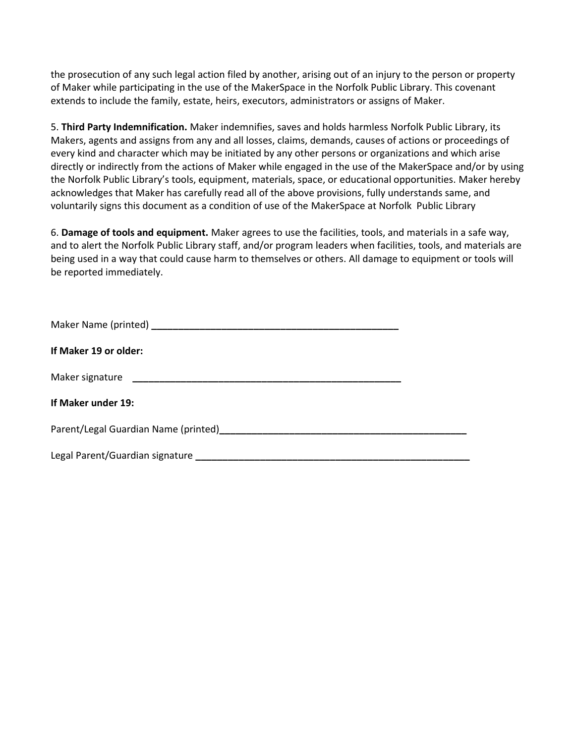the prosecution of any such legal action filed by another, arising out of an injury to the person or property of Maker while participating in the use of the MakerSpace in the Norfolk Public Library. This covenant extends to include the family, estate, heirs, executors, administrators or assigns of Maker.

5. **Third Party Indemnification.** Maker indemnifies, saves and holds harmless Norfolk Public Library, its Makers, agents and assigns from any and all losses, claims, demands, causes of actions or proceedings of every kind and character which may be initiated by any other persons or organizations and which arise directly or indirectly from the actions of Maker while engaged in the use of the MakerSpace and/or by using the Norfolk Public Library's tools, equipment, materials, space, or educational opportunities. Maker hereby acknowledges that Maker has carefully read all of the above provisions, fully understands same, and voluntarily signs this document as a condition of use of the MakerSpace at Norfolk Public Library

6. **Damage of tools and equipment.** Maker agrees to use the facilities, tools, and materials in a safe way, and to alert the Norfolk Public Library staff, and/or program leaders when facilities, tools, and materials are being used in a way that could cause harm to themselves or others. All damage to equipment or tools will be reported immediately.

Maker Name (printed) ______________________________________________

**If Maker 19 or older:**

Maker signature ________________________________________________

**If Maker under 19:**

Parent/Legal Guardian Name (printed)______________________________________________

Legal Parent/Guardian signature ___________________________________________________